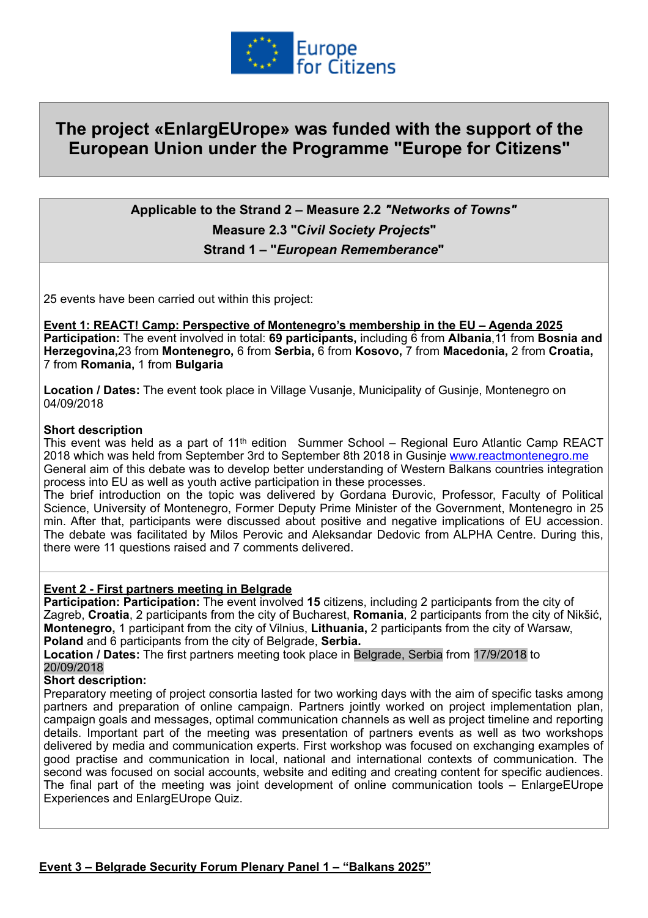Europe for Citizens

# The project «EnlargEUrope» was funded with the support of the European Union under the Programme "Europe for Citizens"

**Applicable to the Strand 2 – Measure 2.2 *"Networks of Towns"***

**Measure 2.3 "C*ivil Society Projects*"**

**Strand 1 – "*European Rememberance*"**

25 events have been carried out within this project:

**Event 1: REACT! Camp: Perspective of Montenegro's membership in the EU – Agenda 2025**

**Participation:** The event involved in total: **69 participants,** including 6 from **Albania**,11 from **Bosnia and Herzegovina,**23 from **Montenegro,** 6 from **Serbia,** 6 from **Kosovo,** 7 from **Macedonia,** 2 from **Croatia,** 7 from **Romania,** 1 from **Bulgaria**

**Location / Dates:** The event took place in Village Vusanje, Municipality of Gusinje, Montenegro on 04/09/2018

**Short description**

This event was held as a part of 11th edition Summer School – Regional Euro Atlantic Camp REACT 2018 which was held from September 3rd to September 8th 2018 in Gusinje www.reactmontenegro.me

General aim of this debate was to develop better understanding of Western Balkans countries integration process into EU as well as youth active participation in these processes.

The brief introduction on the topic was delivered by Gordana Đurovic, Professor, Faculty of Political Science, University of Montenegro, Former Deputy Prime Minister of the Government, Montenegro in 25 min. After that, participants were discussed about positive and negative implications of EU accession. The debate was facilitated by Milos Perovic and Aleksandar Dedovic from ALPHA Centre. During this, there were 11 questions raised and 7 comments delivered.

**Event 2 - First partners meeting in Belgrade**

**Participation: Participation:** The event involved **15** citizens, including 2 participants from the city of Zagreb, **Croatia**, 2 participants from the city of Bucharest, **Romania**, 2 participants from the city of Nikšić, **Montenegro,** 1 participant from the city of Vilnius, **Lithuania,** 2 participants from the city of Warsaw, **Poland** and 6 participants from the city of Belgrade, **Serbia.**

**Location / Dates:** The first partners meeting took place in Belgrade, Serbia from 17/9/2018 to 20/09/2018

**Short description:**

Preparatory meeting of project consortia lasted for two working days with the aim of specific tasks among partners and preparation of online campaign. Partners jointly worked on project implementation plan, campaign goals and messages, optimal communication channels as well as project timeline and reporting details. Important part of the meeting was presentation of partners events as well as two workshops delivered by media and communication experts. First workshop was focused on exchanging examples of good practise and communication in local, national and international contexts of communication. The second was focused on social accounts, website and editing and creating content for specific audiences. The final part of the meeting was joint development of online communication tools – EnlargeEUrope Experiences and EnlargEUrope Quiz.

**Event 3 – Belgrade Security Forum Plenary Panel 1 – "Balkans 2025"**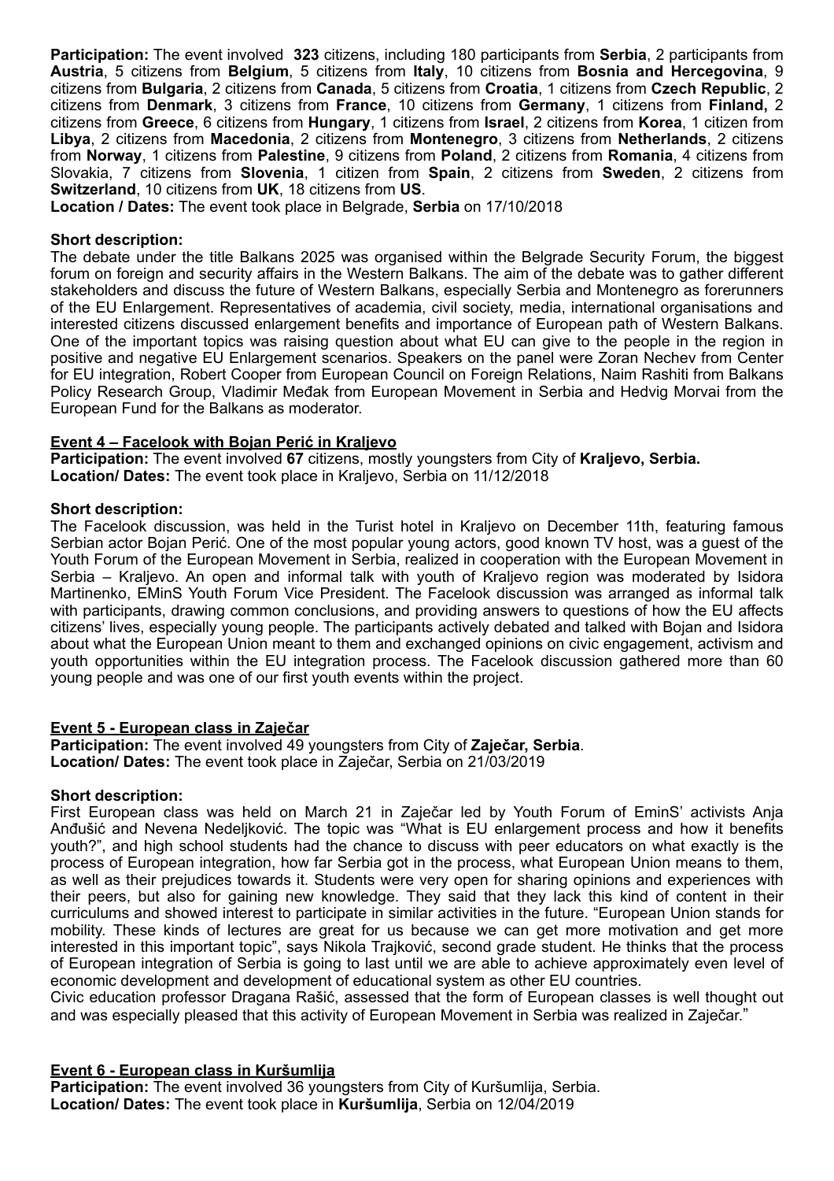**Participation:** The event involved **323** citizens, including 180 participants from **Serbia**, 2 participants from **Austria**, 5 citizens from **Belgium**, 5 citizens from **Italy**, 10 citizens from **Bosnia and Hercegovina**, 9 citizens from **Bulgaria**, 2 citizens from **Canada**, 5 citizens from **Croatia**, 1 citizens from **Czech Republic**, 2 citizens from **Denmark**, 3 citizens from **France**, 10 citizens from **Germany**, 1 citizens from **Finland,** 2 citizens from **Greece**, 6 citizens from **Hungary**, 1 citizens from **Israel**, 2 citizens from **Korea**, 1 citizen from **Libya**, 2 citizens from **Macedonia**, 2 citizens from **Montenegro**, 3 citizens from **Netherlands**, 2 citizens from **Norway**, 1 citizens from **Palestine**, 9 citizens from **Poland**, 2 citizens from **Romania**, 4 citizens from Slovakia, 7 citizens from **Slovenia**, 1 citizen from **Spain**, 2 citizens from **Sweden**, 2 citizens from **Switzerland**, 10 citizens from **UK**, 18 citizens from **US**.
**Location / Dates:** The event took place in Belgrade, **Serbia** on 17/10/2018

**Short description:**
The debate under the title Balkans 2025 was organised within the Belgrade Security Forum, the biggest forum on foreign and security affairs in the Western Balkans. The aim of the debate was to gather different stakeholders and discuss the future of Western Balkans, especially Serbia and Montenegro as forerunners of the EU Enlargement. Representatives of academia, civil society, media, international organisations and interested citizens discussed enlargement benefits and importance of European path of Western Balkans. One of the important topics was raising question about what EU can give to the people in the region in positive and negative EU Enlargement scenarios. Speakers on the panel were Zoran Nechev from Center for EU integration, Robert Cooper from European Council on Foreign Relations, Naim Rashiti from Balkans Policy Research Group, Vladimir Međak from European Movement in Serbia and Hedvig Morvai from the European Fund for the Balkans as moderator.

## Event 4 – Facelook with Bojan Perić in Kraljevo

**Participation:** The event involved **67** citizens, mostly youngsters from City of **Kraljevo, Serbia.**
**Location/ Dates:** The event took place in Kraljevo, Serbia on 11/12/2018

**Short description:**
The Facelook discussion, was held in the Turist hotel in Kraljevo on December 11th, featuring famous Serbian actor Bojan Perić. One of the most popular young actors, good known TV host, was a guest of the Youth Forum of the European Movement in Serbia, realized in cooperation with the European Movement in Serbia – Kraljevo. An open and informal talk with youth of Kraljevo region was moderated by Isidora Martinenko, EMinS Youth Forum Vice President. The Facelook discussion was arranged as informal talk with participants, drawing common conclusions, and providing answers to questions of how the EU affects citizens' lives, especially young people. The participants actively debated and talked with Bojan and Isidora about what the European Union meant to them and exchanged opinions on civic engagement, activism and youth opportunities within the EU integration process. The Facelook discussion gathered more than 60 young people and was one of our first youth events within the project.

## Event 5 - European class in Zaječar

**Participation:** The event involved 49 youngsters from City of **Zaječar, Serbia**.
**Location/ Dates:** The event took place in Zaječar, Serbia on 21/03/2019

**Short description:**
First European class was held on March 21 in Zaječar led by Youth Forum of EminS' activists Anja Anđušić and Nevena Nedeljković. The topic was "What is EU enlargement process and how it benefits youth?", and high school students had the chance to discuss with peer educators on what exactly is the process of European integration, how far Serbia got in the process, what European Union means to them, as well as their prejudices towards it. Students were very open for sharing opinions and experiences with their peers, but also for gaining new knowledge. They said that they lack this kind of content in their curriculums and showed interest to participate in similar activities in the future. "European Union stands for mobility. These kinds of lectures are great for us because we can get more motivation and get more interested in this important topic", says Nikola Trajković, second grade student. He thinks that the process of European integration of Serbia is going to last until we are able to achieve approximately even level of economic development and development of educational system as other EU countries.
Civic education professor Dragana Rašić, assessed that the form of European classes is well thought out and was especially pleased that this activity of European Movement in Serbia was realized in Zaječar."

## Event 6 - European class in Kuršumlija

**Participation:** The event involved 36 youngsters from City of Kuršumlija, Serbia.
**Location/ Dates:** The event took place in **Kuršumlija**, Serbia on 12/04/2019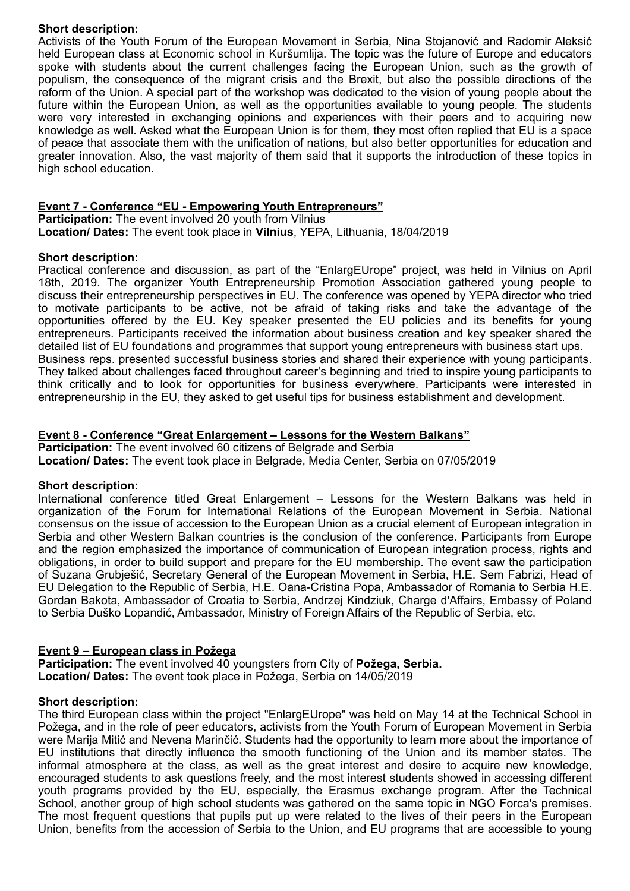**Short description:**
Activists of the Youth Forum of the European Movement in Serbia, Nina Stojanović and Radomir Aleksić held European class at Economic school in Kuršumlija. The topic was the future of Europe and educators spoke with students about the current challenges facing the European Union, such as the growth of populism, the consequence of the migrant crisis and the Brexit, but also the possible directions of the reform of the Union. A special part of the workshop was dedicated to the vision of young people about the future within the European Union, as well as the opportunities available to young people. The students were very interested in exchanging opinions and experiences with their peers and to acquiring new knowledge as well. Asked what the European Union is for them, they most often replied that EU is a space of peace that associate them with the unification of nations, but also better opportunities for education and greater innovation. Also, the vast majority of them said that it supports the introduction of these topics in high school education.

**Event 7 - Conference "EU - Empowering Youth Entrepreneurs"**

**Participation:** The event involved 20 youth from Vilnius
**Location/ Dates:** The event took place in **Vilnius**, YEPA, Lithuania, 18/04/2019

**Short description:**
Practical conference and discussion, as part of the "EnlargEUrope" project, was held in Vilnius on April 18th, 2019. The organizer Youth Entrepreneurship Promotion Association gathered young people to discuss their entrepreneurship perspectives in EU. The conference was opened by YEPA director who tried to motivate participants to be active, not be afraid of taking risks and take the advantage of the opportunities offered by the EU. Key speaker presented the EU policies and its benefits for young entrepreneurs. Participants received the information about business creation and key speaker shared the detailed list of EU foundations and programmes that support young entrepreneurs with business start ups.
Business reps. presented successful business stories and shared their experience with young participants. They talked about challenges faced throughout career's beginning and tried to inspire young participants to think critically and to look for opportunities for business everywhere. Participants were interested in entrepreneurship in the EU, they asked to get useful tips for business establishment and development.

**Event 8 - Conference "Great Enlargement – Lessons for the Western Balkans"**

**Participation:** The event involved 60 citizens of Belgrade and Serbia
**Location/ Dates:** The event took place in Belgrade, Media Center, Serbia on 07/05/2019

**Short description:**
International conference titled Great Enlargement – Lessons for the Western Balkans was held in organization of the Forum for International Relations of the European Movement in Serbia. National consensus on the issue of accession to the European Union as a crucial element of European integration in Serbia and other Western Balkan countries is the conclusion of the conference. Participants from Europe and the region emphasized the importance of communication of European integration process, rights and obligations, in order to build support and prepare for the EU membership. The event saw the participation of Suzana Grubješić, Secretary General of the European Movement in Serbia, H.E. Sem Fabrizi, Head of EU Delegation to the Republic of Serbia, H.E. Oana-Cristina Popa, Ambassador of Romania to Serbia H.E. Gordan Bakota, Ambassador of Croatia to Serbia, Andrzej Kindziuk, Charge d'Affairs, Embassy of Poland to Serbia Duško Lopandić, Ambassador, Ministry of Foreign Affairs of the Republic of Serbia, etc.

**Event 9 – European class in Požega**

**Participation:** The event involved 40 youngsters from City of **Požega, Serbia.**
**Location/ Dates:** The event took place in Požega, Serbia on 14/05/2019

**Short description:**
The third European class within the project "EnlargEUrope" was held on May 14 at the Technical School in Požega, and in the role of peer educators, activists from the Youth Forum of European Movement in Serbia were Marija Mitić and Nevena Marinčić. Students had the opportunity to learn more about the importance of EU institutions that directly influence the smooth functioning of the Union and its member states. The informal atmosphere at the class, as well as the great interest and desire to acquire new knowledge, encouraged students to ask questions freely, and the most interest students showed in accessing different youth programs provided by the EU, especially, the Erasmus exchange program. After the Technical School, another group of high school students was gathered on the same topic in NGO Forca's premises. The most frequent questions that pupils put up were related to the lives of their peers in the European Union, benefits from the accession of Serbia to the Union, and EU programs that are accessible to young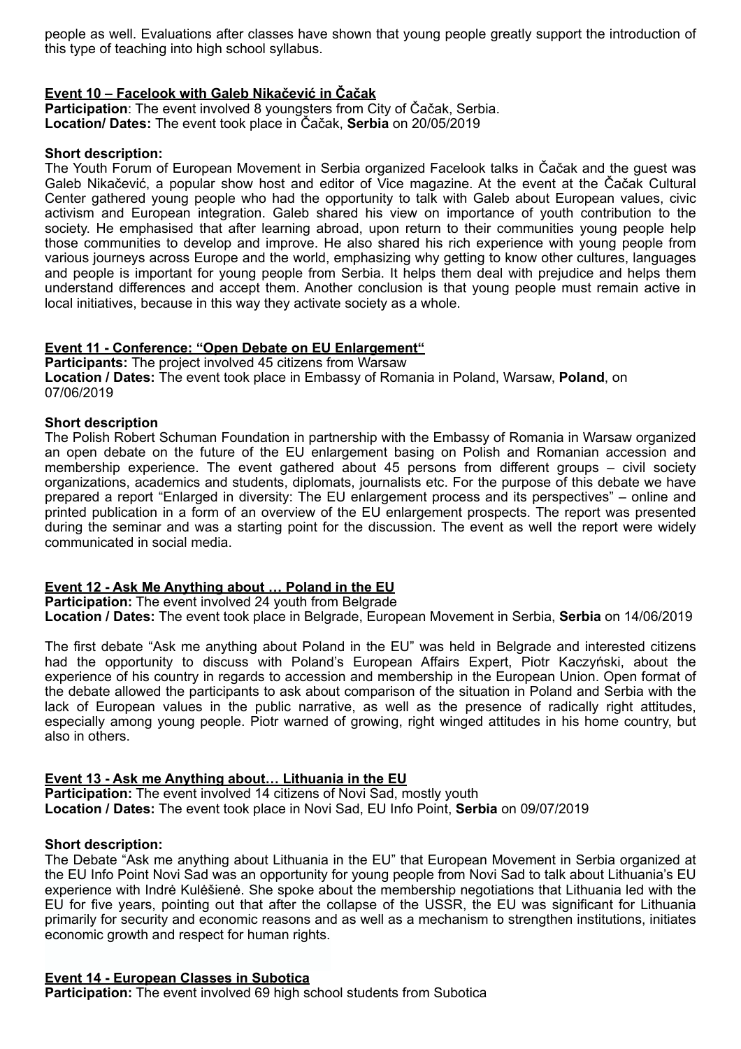people as well. Evaluations after classes have shown that young people greatly support the introduction of this type of teaching into high school syllabus.

### Event 10 – Facelook with Galeb Nikačević in Čačak

**Participation**: The event involved 8 youngsters from City of Čačak, Serbia.
**Location/ Dates:** The event took place in Čačak, **Serbia** on 20/05/2019

**Short description:**

The Youth Forum of European Movement in Serbia organized Facelook talks in Čačak and the guest was Galeb Nikačević, a popular show host and editor of Vice magazine. At the event at the Čačak Cultural Center gathered young people who had the opportunity to talk with Galeb about European values, civic activism and European integration. Galeb shared his view on importance of youth contribution to the society. He emphasised that after learning abroad, upon return to their communities young people help those communities to develop and improve. He also shared his rich experience with young people from various journeys across Europe and the world, emphasizing why getting to know other cultures, languages and people is important for young people from Serbia. It helps them deal with prejudice and helps them understand differences and accept them. Another conclusion is that young people must remain active in local initiatives, because in this way they activate society as a whole.

### Event 11 - Conference: "Open Debate on EU Enlargement"

**Participants:** The project involved 45 citizens from Warsaw
**Location / Dates:** The event took place in Embassy of Romania in Poland, Warsaw, **Poland**, on 07/06/2019

**Short description**

The Polish Robert Schuman Foundation in partnership with the Embassy of Romania in Warsaw organized an open debate on the future of the EU enlargement basing on Polish and Romanian accession and membership experience. The event gathered about 45 persons from different groups – civil society organizations, academics and students, diplomats, journalists etc. For the purpose of this debate we have prepared a report "Enlarged in diversity: The EU enlargement process and its perspectives" – online and printed publication in a form of an overview of the EU enlargement prospects. The report was presented during the seminar and was a starting point for the discussion. The event as well the report were widely communicated in social media.

### Event 12 - Ask Me Anything about … Poland in the EU

**Participation:** The event involved 24 youth from Belgrade
**Location / Dates:** The event took place in Belgrade, European Movement in Serbia, **Serbia** on 14/06/2019

The first debate "Ask me anything about Poland in the EU" was held in Belgrade and interested citizens had the opportunity to discuss with Poland's European Affairs Expert, Piotr Kaczyński, about the experience of his country in regards to accession and membership in the European Union. Open format of the debate allowed the participants to ask about comparison of the situation in Poland and Serbia with the lack of European values in the public narrative, as well as the presence of radically right attitudes, especially among young people. Piotr warned of growing, right winged attitudes in his home country, but also in others.

### Event 13 - Ask me Anything about… Lithuania in the EU

**Participation:** The event involved 14 citizens of Novi Sad, mostly youth
**Location / Dates:** The event took place in Novi Sad, EU Info Point, **Serbia** on 09/07/2019

**Short description:**

The Debate "Ask me anything about Lithuania in the EU" that European Movement in Serbia organized at the EU Info Point Novi Sad was an opportunity for young people from Novi Sad to talk about Lithuania's EU experience with Indrė Kulėšienė. She spoke about the membership negotiations that Lithuania led with the EU for five years, pointing out that after the collapse of the USSR, the EU was significant for Lithuania primarily for security and economic reasons and as well as a mechanism to strengthen institutions, initiates economic growth and respect for human rights.

### Event 14 - European Classes in Subotica

**Participation:** The event involved 69 high school students from Subotica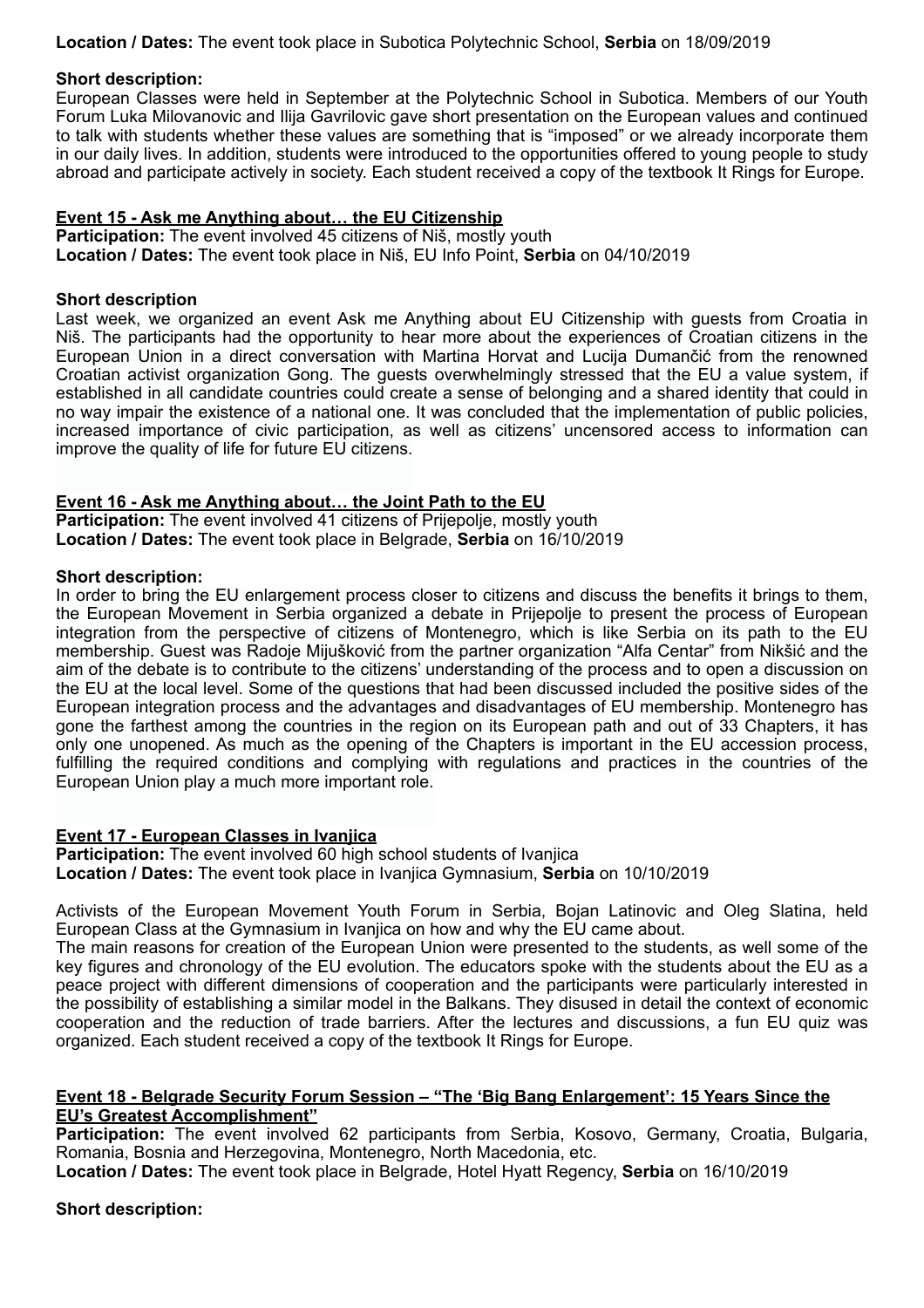**Location / Dates:** The event took place in Subotica Polytechnic School, **Serbia** on 18/09/2019

**Short description:**

European Classes were held in September at the Polytechnic School in Subotica. Members of our Youth Forum Luka Milovanovic and Ilija Gavrilovic gave short presentation on the European values and continued to talk with students whether these values are something that is "imposed" or we already incorporate them in our daily lives. In addition, students were introduced to the opportunities offered to young people to study abroad and participate actively in society. Each student received a copy of the textbook It Rings for Europe.

**Event 15 - Ask me Anything about… the EU Citizenship**

**Participation:** The event involved 45 citizens of Niš, mostly youth

**Location / Dates:** The event took place in Niš, EU Info Point, **Serbia** on 04/10/2019

**Short description**

Last week, we organized an event Ask me Anything about EU Citizenship with guests from Croatia in Niš. The participants had the opportunity to hear more about the experiences of Croatian citizens in the European Union in a direct conversation with Martina Horvat and Lucija Dumančić from the renowned Croatian activist organization Gong. The guests overwhelmingly stressed that the EU a value system, if established in all candidate countries could create a sense of belonging and a shared identity that could in no way impair the existence of a national one. It was concluded that the implementation of public policies, increased importance of civic participation, as well as citizens' uncensored access to information can improve the quality of life for future EU citizens.

**Event 16 - Ask me Anything about… the Joint Path to the EU**

**Participation:** The event involved 41 citizens of Prijepolje, mostly youth

**Location / Dates:** The event took place in Belgrade, **Serbia** on 16/10/2019

**Short description:**

In order to bring the EU enlargement process closer to citizens and discuss the benefits it brings to them, the European Movement in Serbia organized a debate in Prijepolje to present the process of European integration from the perspective of citizens of Montenegro, which is like Serbia on its path to the EU membership. Guest was Radoje Mijušković from the partner organization "Alfa Centar" from Nikšić and the aim of the debate is to contribute to the citizens' understanding of the process and to open a discussion on the EU at the local level. Some of the questions that had been discussed included the positive sides of the European integration process and the advantages and disadvantages of EU membership. Montenegro has gone the farthest among the countries in the region on its European path and out of 33 Chapters, it has only one unopened. As much as the opening of the Chapters is important in the EU accession process, fulfilling the required conditions and complying with regulations and practices in the countries of the European Union play a much more important role.

**Event 17 - European Classes in Ivanjica**

**Participation:** The event involved 60 high school students of Ivanjica

**Location / Dates:** The event took place in Ivanjica Gymnasium, **Serbia** on 10/10/2019

Activists of the European Movement Youth Forum in Serbia, Bojan Latinovic and Oleg Slatina, held European Class at the Gymnasium in Ivanjica on how and why the EU came about.

The main reasons for creation of the European Union were presented to the students, as well some of the key figures and chronology of the EU evolution. The educators spoke with the students about the EU as a peace project with different dimensions of cooperation and the participants were particularly interested in the possibility of establishing a similar model in the Balkans. They disused in detail the context of economic cooperation and the reduction of trade barriers. After the lectures and discussions, a fun EU quiz was organized. Each student received a copy of the textbook It Rings for Europe.

**Event 18 - Belgrade Security Forum Session – "The 'Big Bang Enlargement': 15 Years Since the EU's Greatest Accomplishment"**

**Participation:** The event involved 62 participants from Serbia, Kosovo, Germany, Croatia, Bulgaria, Romania, Bosnia and Herzegovina, Montenegro, North Macedonia, etc.

**Location / Dates:** The event took place in Belgrade, Hotel Hyatt Regency, **Serbia** on 16/10/2019

**Short description:**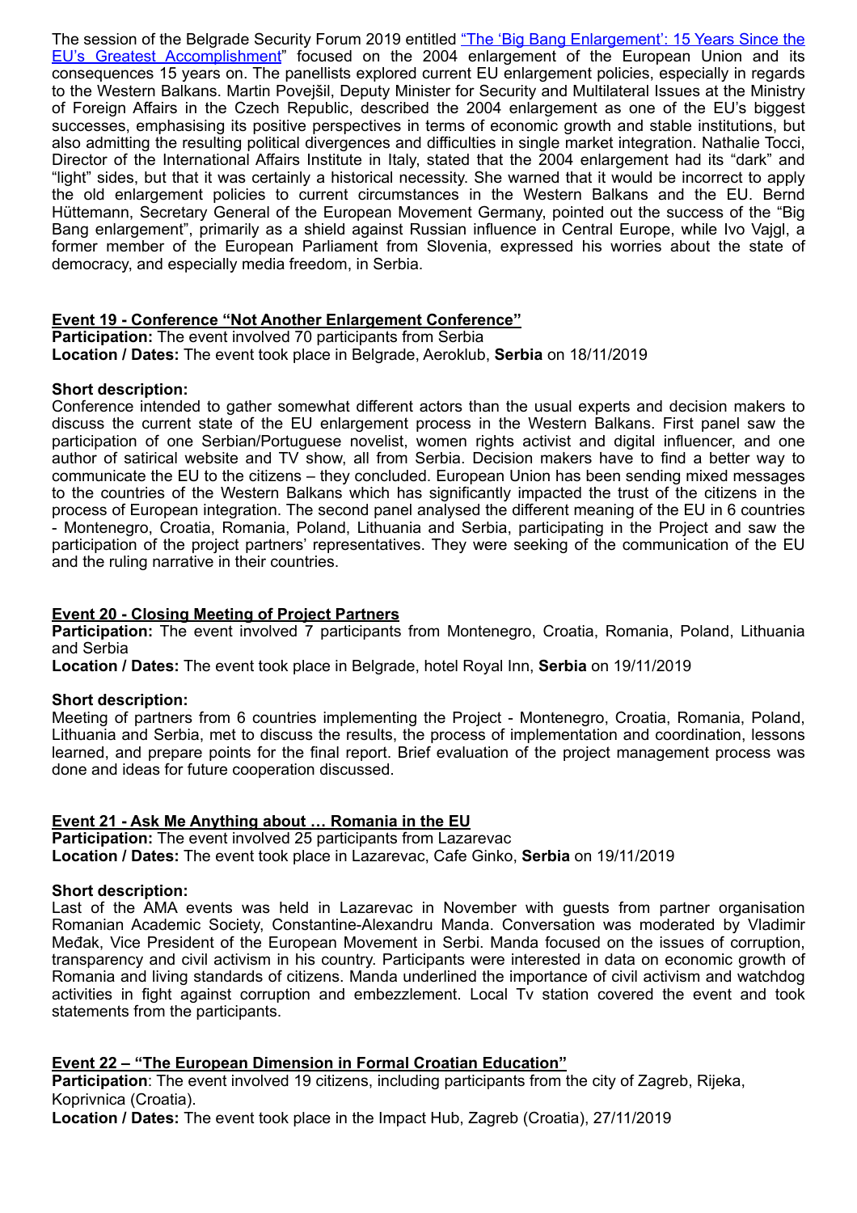The session of the Belgrade Security Forum 2019 entitled [“The ‘Big Bang Enlargement’: 15 Years Since the EU’s Greatest Accomplishment](#)” focused on the 2004 enlargement of the European Union and its consequences 15 years on. The panellists explored current EU enlargement policies, especially in regards to the Western Balkans. Martin Povejšil, Deputy Minister for Security and Multilateral Issues at the Ministry of Foreign Affairs in the Czech Republic, described the 2004 enlargement as one of the EU’s biggest successes, emphasising its positive perspectives in terms of economic growth and stable institutions, but also admitting the resulting political divergences and difficulties in single market integration. Nathalie Tocci, Director of the International Affairs Institute in Italy, stated that the 2004 enlargement had its “dark” and “light” sides, but that it was certainly a historical necessity. She warned that it would be incorrect to apply the old enlargement policies to current circumstances in the Western Balkans and the EU. Bernd Hüttemann, Secretary General of the European Movement Germany, pointed out the success of the “Big Bang enlargement”, primarily as a shield against Russian influence in Central Europe, while Ivo Vajgl, a former member of the European Parliament from Slovenia, expressed his worries about the state of democracy, and especially media freedom, in Serbia.

## Event 19 - Conference “Not Another Enlargement Conference”

**Participation:** The event involved 70 participants from Serbia
**Location / Dates:** The event took place in Belgrade, Aeroklub, **Serbia** on 18/11/2019

**Short description:**
Conference intended to gather somewhat different actors than the usual experts and decision makers to discuss the current state of the EU enlargement process in the Western Balkans. First panel saw the participation of one Serbian/Portuguese novelist, women rights activist and digital influencer, and one author of satirical website and TV show, all from Serbia. Decision makers have to find a better way to communicate the EU to the citizens – they concluded. European Union has been sending mixed messages to the countries of the Western Balkans which has significantly impacted the trust of the citizens in the process of European integration. The second panel analysed the different meaning of the EU in 6 countries - Montenegro, Croatia, Romania, Poland, Lithuania and Serbia, participating in the Project and saw the participation of the project partners’ representatives. They were seeking of the communication of the EU and the ruling narrative in their countries.

## Event 20 - Closing Meeting of Project Partners

**Participation:** The event involved 7 participants from Montenegro, Croatia, Romania, Poland, Lithuania and Serbia
**Location / Dates:** The event took place in Belgrade, hotel Royal Inn, **Serbia** on 19/11/2019

**Short description:**
Meeting of partners from 6 countries implementing the Project - Montenegro, Croatia, Romania, Poland, Lithuania and Serbia, met to discuss the results, the process of implementation and coordination, lessons learned, and prepare points for the final report. Brief evaluation of the project management process was done and ideas for future cooperation discussed.

## Event 21 - Ask Me Anything about … Romania in the EU

**Participation:** The event involved 25 participants from Lazarevac
**Location / Dates:** The event took place in Lazarevac, Cafe Ginko, **Serbia** on 19/11/2019

**Short description:**
Last of the AMA events was held in Lazarevac in November with guests from partner organisation Romanian Academic Society, Constantine-Alexandru Manda. Conversation was moderated by Vladimir Međak, Vice President of the European Movement in Serbi. Manda focused on the issues of corruption, transparency and civil activism in his country. Participants were interested in data on economic growth of Romania and living standards of citizens. Manda underlined the importance of civil activism and watchdog activities in fight against corruption and embezzlement. Local Tv station covered the event and took statements from the participants.

## Event 22 – “The European Dimension in Formal Croatian Education”

**Participation**: The event involved 19 citizens, including participants from the city of Zagreb, Rijeka, Koprivnica (Croatia).
**Location / Dates:** The event took place in the Impact Hub, Zagreb (Croatia), 27/11/2019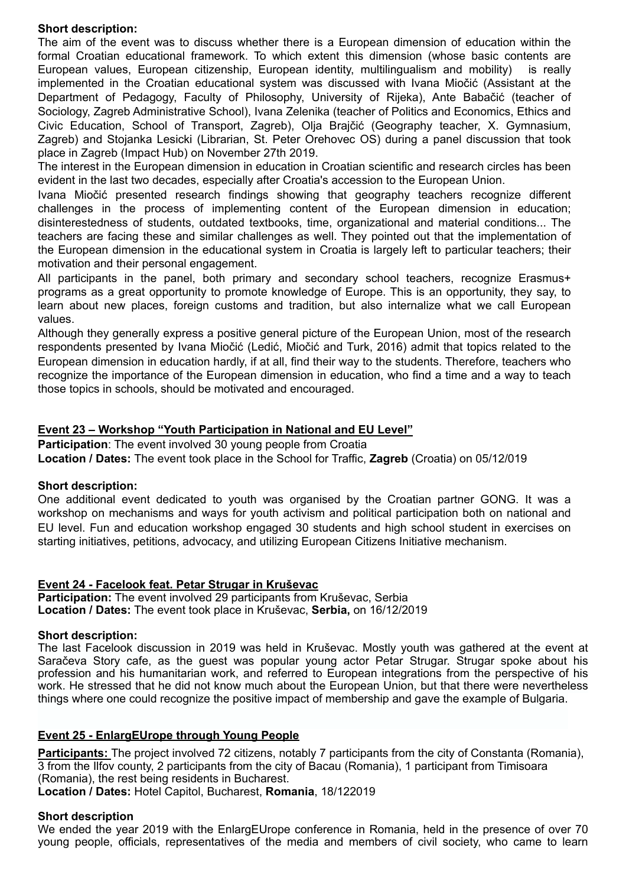**Short description:**

The aim of the event was to discuss whether there is a European dimension of education within the formal Croatian educational framework. To which extent this dimension (whose basic contents are European values, European citizenship, European identity, multilingualism and mobility) is really implemented in the Croatian educational system was discussed with Ivana Miočić (Assistant at the Department of Pedagogy, Faculty of Philosophy, University of Rijeka), Ante Babačić (teacher of Sociology, Zagreb Administrative School), Ivana Zelenika (teacher of Politics and Economics, Ethics and Civic Education, School of Transport, Zagreb), Olja Brajčić (Geography teacher, X. Gymnasium, Zagreb) and Stojanka Lesicki (Librarian, St. Peter Orehovec OS) during a panel discussion that took place in Zagreb (Impact Hub) on November 27th 2019.

The interest in the European dimension in education in Croatian scientific and research circles has been evident in the last two decades, especially after Croatia's accession to the European Union.

Ivana Miočić presented research findings showing that geography teachers recognize different challenges in the process of implementing content of the European dimension in education; disinterestedness of students, outdated textbooks, time, organizational and material conditions... The teachers are facing these and similar challenges as well. They pointed out that the implementation of the European dimension in the educational system in Croatia is largely left to particular teachers; their motivation and their personal engagement.

All participants in the panel, both primary and secondary school teachers, recognize Erasmus+ programs as a great opportunity to promote knowledge of Europe. This is an opportunity, they say, to learn about new places, foreign customs and tradition, but also internalize what we call European values.

Although they generally express a positive general picture of the European Union, most of the research respondents presented by Ivana Miočić (Ledić, Miočić and Turk, 2016) admit that topics related to the European dimension in education hardly, if at all, find their way to the students. Therefore, teachers who recognize the importance of the European dimension in education, who find a time and a way to teach those topics in schools, should be motivated and encouraged.

## Event 23 – Workshop "Youth Participation in National and EU Level"

**Participation**: The event involved 30 young people from Croatia

**Location / Dates:** The event took place in the School for Traffic, **Zagreb** (Croatia) on 05/12/019

**Short description:**

One additional event dedicated to youth was organised by the Croatian partner GONG. It was a workshop on mechanisms and ways for youth activism and political participation both on national and EU level. Fun and education workshop engaged 30 students and high school student in exercises on starting initiatives, petitions, advocacy, and utilizing European Citizens Initiative mechanism.

## Event 24 - Facelook feat. Petar Strugar in Kruševac

**Participation:** The event involved 29 participants from Kruševac, Serbia

**Location / Dates:** The event took place in Kruševac, **Serbia,** on 16/12/2019

**Short description:**

The last Facelook discussion in 2019 was held in Kruševac. Mostly youth was gathered at the event at Saračeva Story cafe, as the guest was popular young actor Petar Strugar. Strugar spoke about his profession and his humanitarian work, and referred to European integrations from the perspective of his work. He stressed that he did not know much about the European Union, but that there were nevertheless things where one could recognize the positive impact of membership and gave the example of Bulgaria.

## Event 25 - EnlargEUrope through Young People

**Participants:** The project involved 72 citizens, notably 7 participants from the city of Constanta (Romania), 3 from the Ilfov county, 2 participants from the city of Bacau (Romania), 1 participant from Timisoara (Romania), the rest being residents in Bucharest.

**Location / Dates:** Hotel Capitol, Bucharest, **Romania**, 18/122019

**Short description**

We ended the year 2019 with the EnlargEUrope conference in Romania, held in the presence of over 70 young people, officials, representatives of the media and members of civil society, who came to learn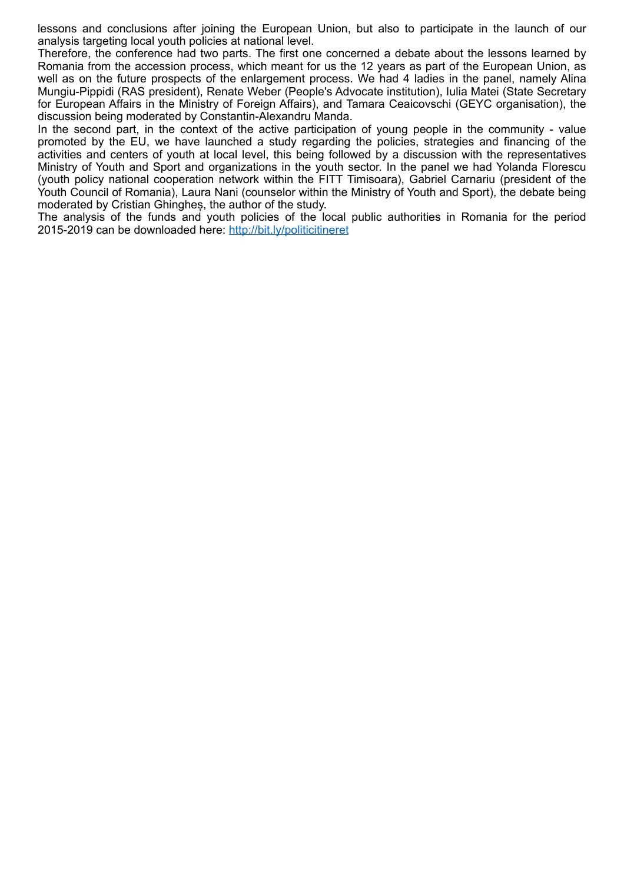lessons and conclusions after joining the European Union, but also to participate in the launch of our analysis targeting local youth policies at national level.

Therefore, the conference had two parts. The first one concerned a debate about the lessons learned by Romania from the accession process, which meant for us the 12 years as part of the European Union, as well as on the future prospects of the enlargement process. We had 4 ladies in the panel, namely Alina Mungiu-Pippidi (RAS president), Renate Weber (People's Advocate institution), Iulia Matei (State Secretary for European Affairs in the Ministry of Foreign Affairs), and Tamara Ceaicovschi (GEYC organisation), the discussion being moderated by Constantin-Alexandru Manda.

In the second part, in the context of the active participation of young people in the community - value promoted by the EU, we have launched a study regarding the policies, strategies and financing of the activities and centers of youth at local level, this being followed by a discussion with the representatives Ministry of Youth and Sport and organizations in the youth sector. In the panel we had Yolanda Florescu (youth policy national cooperation network within the FITT Timisoara), Gabriel Carnariu (president of the Youth Council of Romania), Laura Nani (counselor within the Ministry of Youth and Sport), the debate being moderated by Cristian Ghingheș, the author of the study.

The analysis of the funds and youth policies of the local public authorities in Romania for the period 2015-2019 can be downloaded here: [http://bit.ly/politicitineret](http://bit.ly/politicitineret)